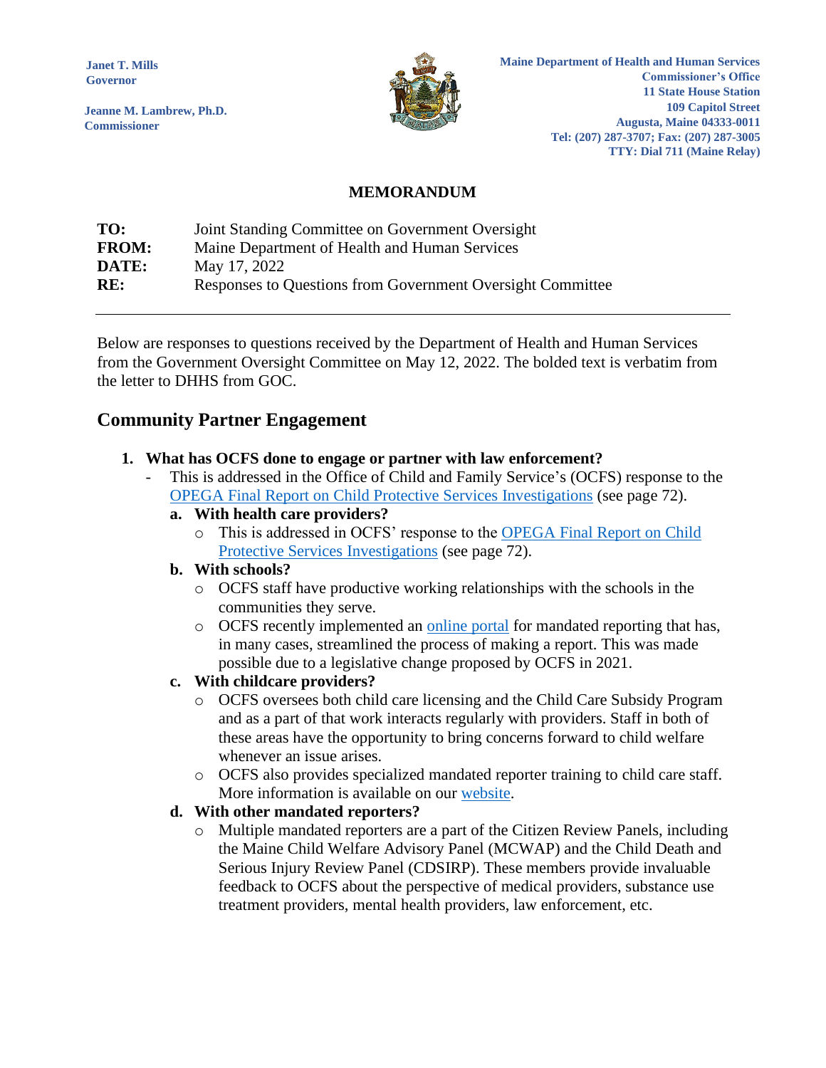Janet T. Mills
Governor

Jeanne M. Lambrew, Ph.D.
Commissioner

Maine Department of Health and Human Services
Commissioner's Office
11 State House Station
109 Capitol Street
Augusta, Maine 04333-0011
Tel: (207) 287-3707; Fax: (207) 287-3005
TTY: Dial 711 (Maine Relay)

## MEMORANDUM

**TO:** Joint Standing Committee on Government Oversight
**FROM:** Maine Department of Health and Human Services
**DATE:** May 17, 2022
**RE:** Responses to Questions from Government Oversight Committee

---

Below are responses to questions received by the Department of Health and Human Services from the Government Oversight Committee on May 12, 2022. The bolded text is verbatim from the letter to DHHS from GOC.

## Community Partner Engagement

1. **What has OCFS done to engage or partner with law enforcement?**
   - This is addressed in the Office of Child and Family Service's (OCFS) response to the OPEGA Final Report on Child Protective Services Investigations (see page 72).

   a. **With health care providers?**
      - This is addressed in OCFS' response to the OPEGA Final Report on Child Protective Services Investigations (see page 72).

   b. **With schools?**
      - OCFS staff have productive working relationships with the schools in the communities they serve.
      - OCFS recently implemented an online portal for mandated reporting that has, in many cases, streamlined the process of making a report. This was made possible due to a legislative change proposed by OCFS in 2021.

   c. **With childcare providers?**
      - OCFS oversees both child care licensing and the Child Care Subsidy Program and as a part of that work interacts regularly with providers. Staff in both of these areas have the opportunity to bring concerns forward to child welfare whenever an issue arises.
      - OCFS also provides specialized mandated reporter training to child care staff. More information is available on our website.

   d. **With other mandated reporters?**
      - Multiple mandated reporters are a part of the Citizen Review Panels, including the Maine Child Welfare Advisory Panel (MCWAP) and the Child Death and Serious Injury Review Panel (CDSIRP). These members provide invaluable feedback to OCFS about the perspective of medical providers, substance use treatment providers, mental health providers, law enforcement, etc.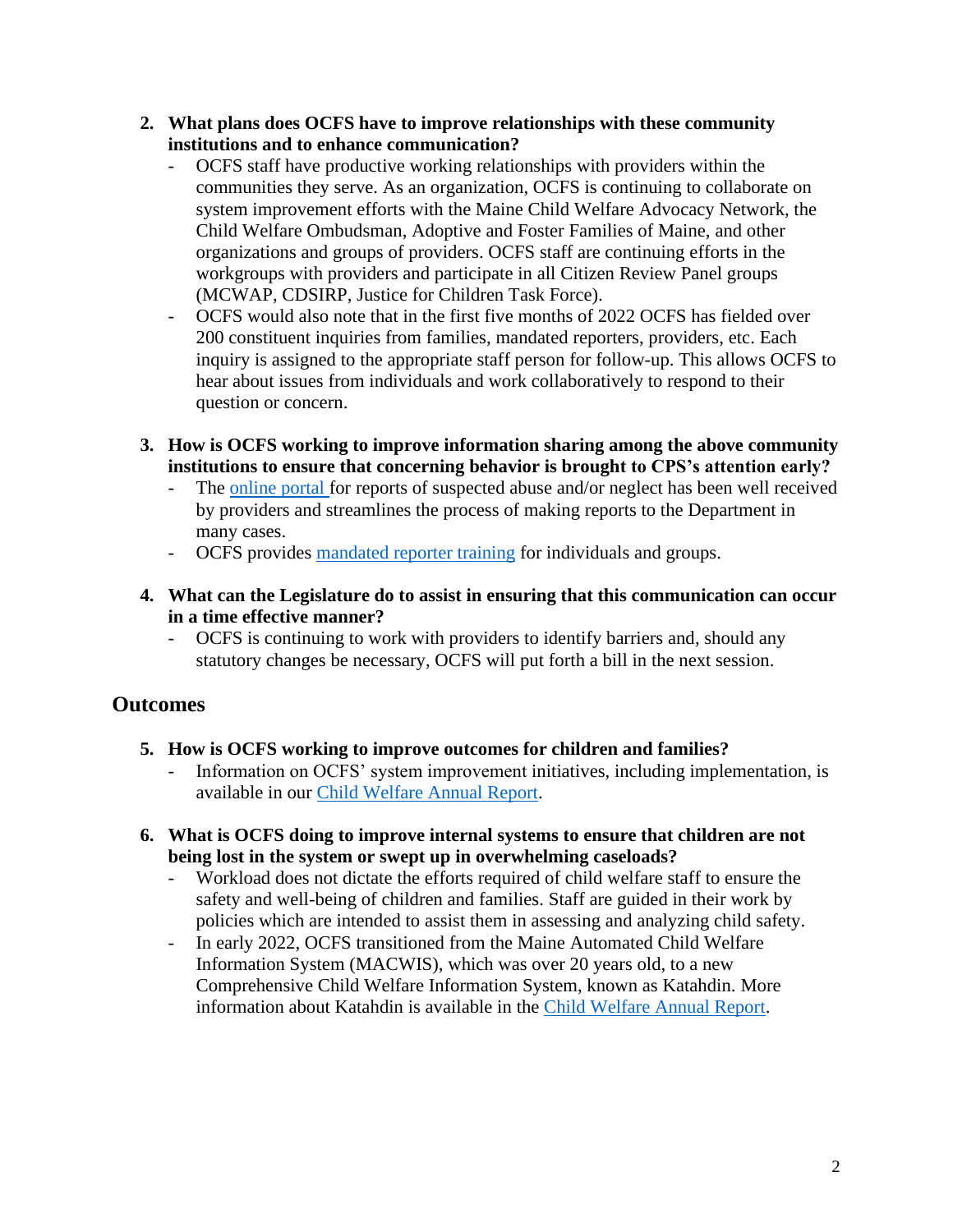2. **What plans does OCFS have to improve relationships with these community institutions and to enhance communication?**
   - OCFS staff have productive working relationships with providers within the communities they serve. As an organization, OCFS is continuing to collaborate on system improvement efforts with the Maine Child Welfare Advocacy Network, the Child Welfare Ombudsman, Adoptive and Foster Families of Maine, and other organizations and groups of providers. OCFS staff are continuing efforts in the workgroups with providers and participate in all Citizen Review Panel groups (MCWAP, CDSIRP, Justice for Children Task Force).
   - OCFS would also note that in the first five months of 2022 OCFS has fielded over 200 constituent inquiries from families, mandated reporters, providers, etc. Each inquiry is assigned to the appropriate staff person for follow-up. This allows OCFS to hear about issues from individuals and work collaboratively to respond to their question or concern.

3. **How is OCFS working to improve information sharing among the above community institutions to ensure that concerning behavior is brought to CPS's attention early?**
   - The online portal for reports of suspected abuse and/or neglect has been well received by providers and streamlines the process of making reports to the Department in many cases.
   - OCFS provides mandated reporter training for individuals and groups.

4. **What can the Legislature do to assist in ensuring that this communication can occur in a time effective manner?**
   - OCFS is continuing to work with providers to identify barriers and, should any statutory changes be necessary, OCFS will put forth a bill in the next session.

## Outcomes

5. **How is OCFS working to improve outcomes for children and families?**
   - Information on OCFS' system improvement initiatives, including implementation, is available in our Child Welfare Annual Report.

6. **What is OCFS doing to improve internal systems to ensure that children are not being lost in the system or swept up in overwhelming caseloads?**
   - Workload does not dictate the efforts required of child welfare staff to ensure the safety and well-being of children and families. Staff are guided in their work by policies which are intended to assist them in assessing and analyzing child safety.
   - In early 2022, OCFS transitioned from the Maine Automated Child Welfare Information System (MACWIS), which was over 20 years old, to a new Comprehensive Child Welfare Information System, known as Katahdin. More information about Katahdin is available in the Child Welfare Annual Report.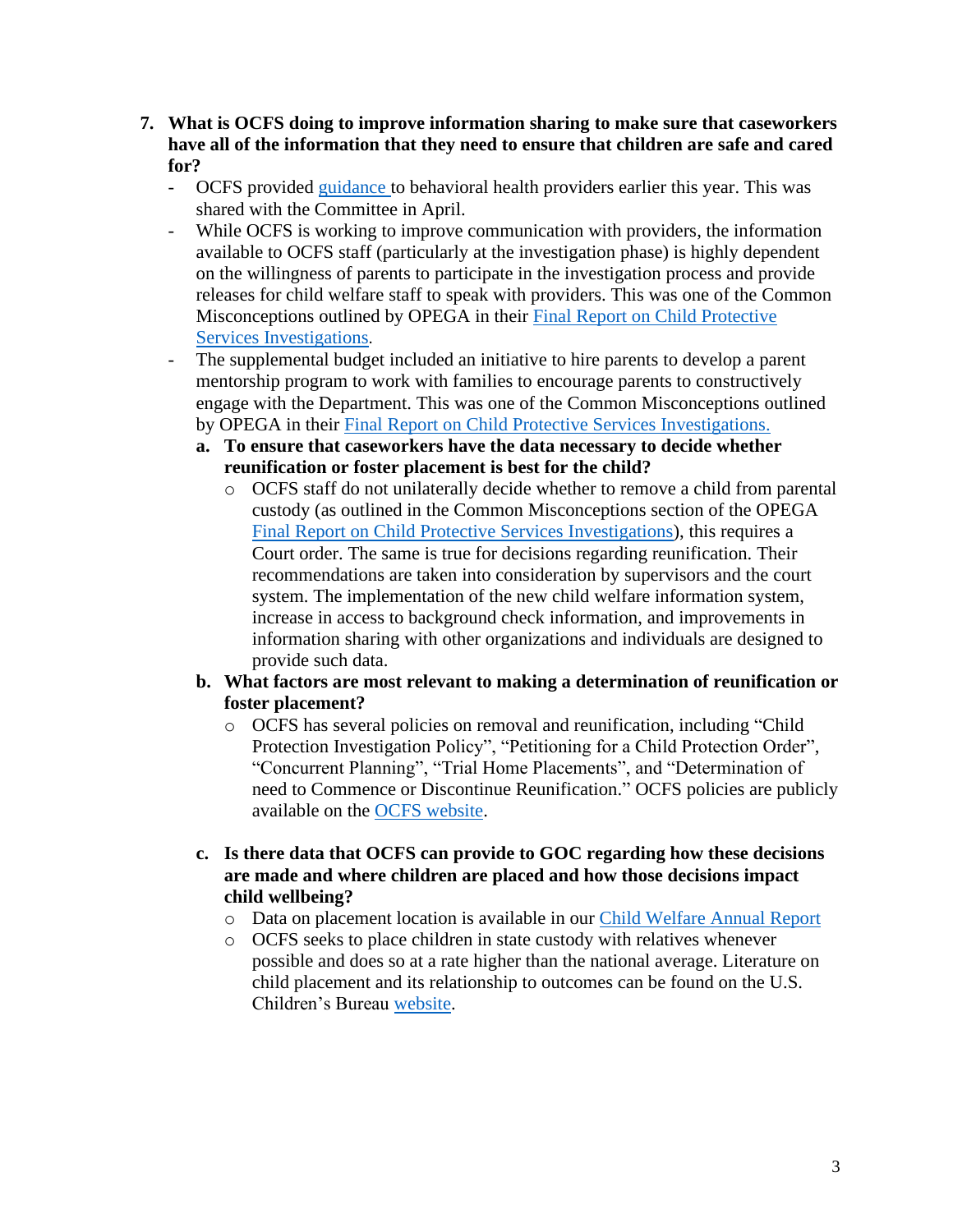7. **What is OCFS doing to improve information sharing to make sure that caseworkers have all of the information that they need to ensure that children are safe and cared for?**
   - OCFS provided guidance to behavioral health providers earlier this year. This was shared with the Committee in April.
   - While OCFS is working to improve communication with providers, the information available to OCFS staff (particularly at the investigation phase) is highly dependent on the willingness of parents to participate in the investigation process and provide releases for child welfare staff to speak with providers. This was one of the Common Misconceptions outlined by OPEGA in their Final Report on Child Protective Services Investigations.
   - The supplemental budget included an initiative to hire parents to develop a parent mentorship program to work with families to encourage parents to constructively engage with the Department. This was one of the Common Misconceptions outlined by OPEGA in their Final Report on Child Protective Services Investigations.

   a. **To ensure that caseworkers have the data necessary to decide whether reunification or foster placement is best for the child?**
      - OCFS staff do not unilaterally decide whether to remove a child from parental custody (as outlined in the Common Misconceptions section of the OPEGA Final Report on Child Protective Services Investigations), this requires a Court order. The same is true for decisions regarding reunification. Their recommendations are taken into consideration by supervisors and the court system. The implementation of the new child welfare information system, increase in access to background check information, and improvements in information sharing with other organizations and individuals are designed to provide such data.

   b. **What factors are most relevant to making a determination of reunification or foster placement?**
      - OCFS has several policies on removal and reunification, including "Child Protection Investigation Policy", "Petitioning for a Child Protection Order", "Concurrent Planning", "Trial Home Placements", and "Determination of need to Commence or Discontinue Reunification." OCFS policies are publicly available on the OCFS website.

   c. **Is there data that OCFS can provide to GOC regarding how these decisions are made and where children are placed and how those decisions impact child wellbeing?**
      - Data on placement location is available in our Child Welfare Annual Report
      - OCFS seeks to place children in state custody with relatives whenever possible and does so at a rate higher than the national average. Literature on child placement and its relationship to outcomes can be found on the U.S. Children's Bureau website.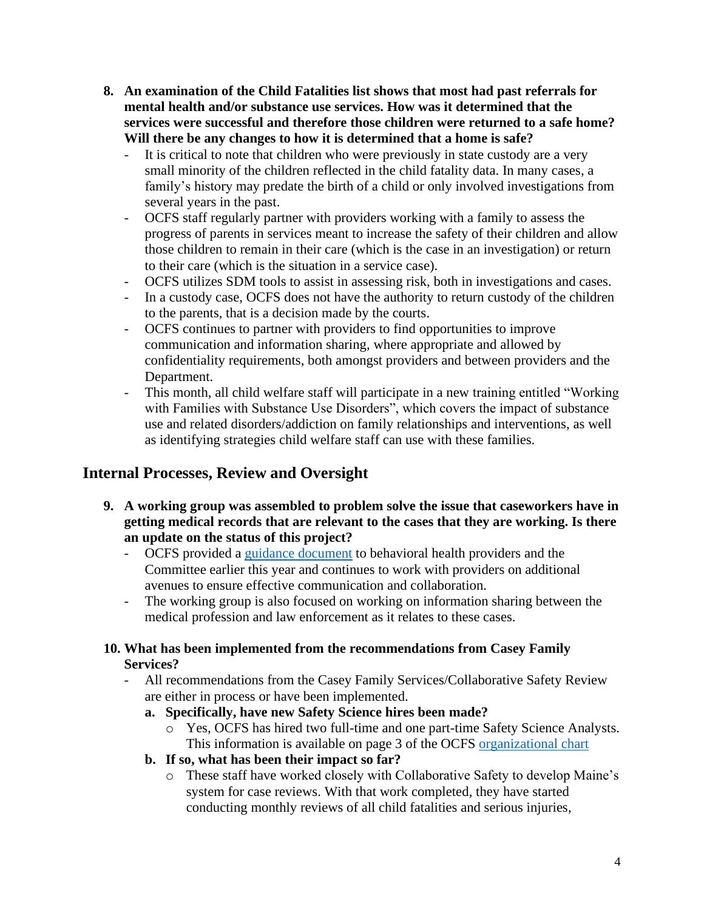**8. An examination of the Child Fatalities list shows that most had past referrals for mental health and/or substance use services. How was it determined that the services were successful and therefore those children were returned to a safe home? Will there be any changes to how it is determined that a home is safe?**

- It is critical to note that children who were previously in state custody are a very small minority of the children reflected in the child fatality data. In many cases, a family's history may predate the birth of a child or only involved investigations from several years in the past.
- OCFS staff regularly partner with providers working with a family to assess the progress of parents in services meant to increase the safety of their children and allow those children to remain in their care (which is the case in an investigation) or return to their care (which is the situation in a service case).
- OCFS utilizes SDM tools to assist in assessing risk, both in investigations and cases.
- In a custody case, OCFS does not have the authority to return custody of the children to the parents, that is a decision made by the courts.
- OCFS continues to partner with providers to find opportunities to improve communication and information sharing, where appropriate and allowed by confidentiality requirements, both amongst providers and between providers and the Department.
- This month, all child welfare staff will participate in a new training entitled "Working with Families with Substance Use Disorders", which covers the impact of substance use and related disorders/addiction on family relationships and interventions, as well as identifying strategies child welfare staff can use with these families.

## Internal Processes, Review and Oversight

**9. A working group was assembled to problem solve the issue that caseworkers have in getting medical records that are relevant to the cases that they are working. Is there an update on the status of this project?**

- OCFS provided a guidance document to behavioral health providers and the Committee earlier this year and continues to work with providers on additional avenues to ensure effective communication and collaboration.
- The working group is also focused on working on information sharing between the medical profession and law enforcement as it relates to these cases.

**10. What has been implemented from the recommendations from Casey Family Services?**

- All recommendations from the Casey Family Services/Collaborative Safety Review are either in process or have been implemented.
  - **a. Specifically, have new Safety Science hires been made?**
    - Yes, OCFS has hired two full-time and one part-time Safety Science Analysts. This information is available on page 3 of the OCFS organizational chart
  - **b. If so, what has been their impact so far?**
    - These staff have worked closely with Collaborative Safety to develop Maine's system for case reviews. With that work completed, they have started conducting monthly reviews of all child fatalities and serious injuries,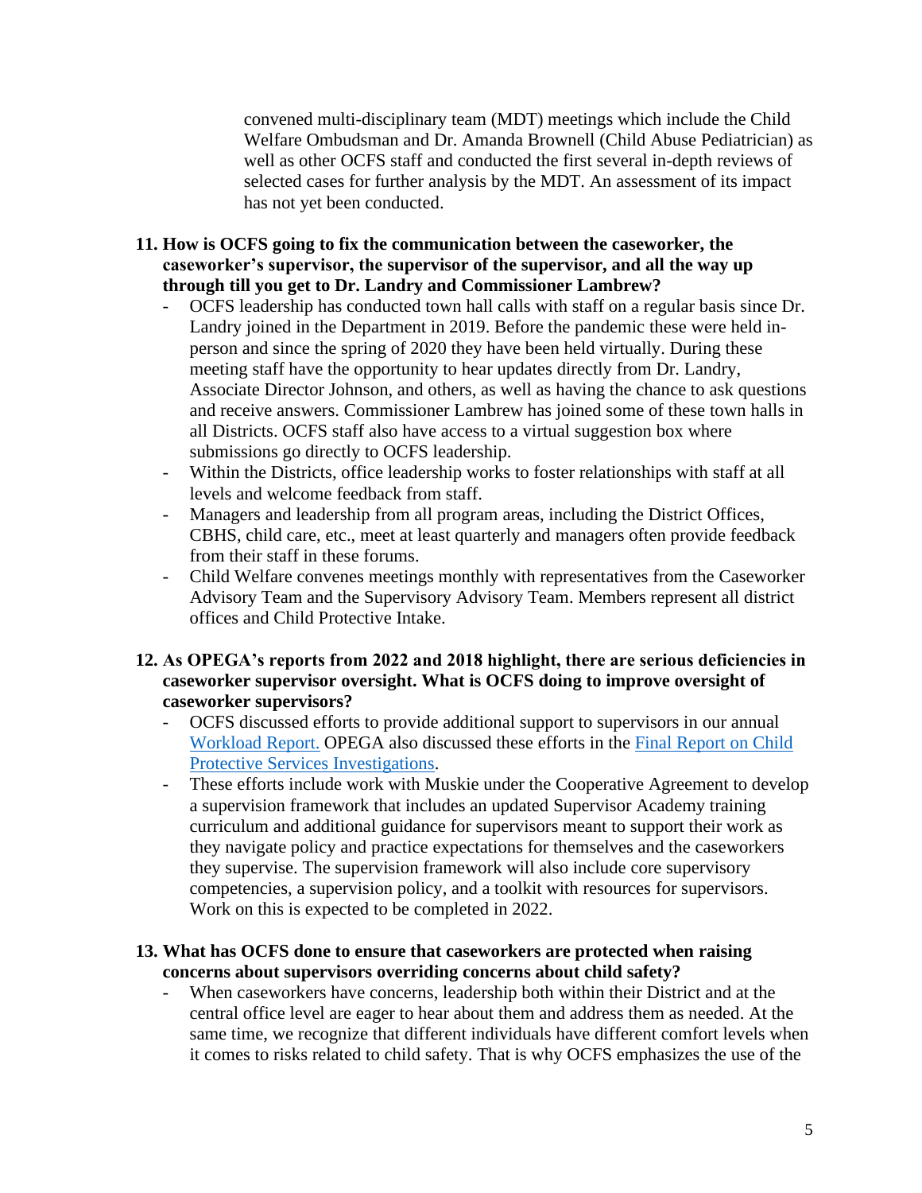convened multi-disciplinary team (MDT) meetings which include the Child Welfare Ombudsman and Dr. Amanda Brownell (Child Abuse Pediatrician) as well as other OCFS staff and conducted the first several in-depth reviews of selected cases for further analysis by the MDT. An assessment of its impact has not yet been conducted.

**11. How is OCFS going to fix the communication between the caseworker, the caseworker's supervisor, the supervisor of the supervisor, and all the way up through till you get to Dr. Landry and Commissioner Lambrew?**

- OCFS leadership has conducted town hall calls with staff on a regular basis since Dr. Landry joined in the Department in 2019. Before the pandemic these were held in-person and since the spring of 2020 they have been held virtually. During these meeting staff have the opportunity to hear updates directly from Dr. Landry, Associate Director Johnson, and others, as well as having the chance to ask questions and receive answers. Commissioner Lambrew has joined some of these town halls in all Districts. OCFS staff also have access to a virtual suggestion box where submissions go directly to OCFS leadership.
- Within the Districts, office leadership works to foster relationships with staff at all levels and welcome feedback from staff.
- Managers and leadership from all program areas, including the District Offices, CBHS, child care, etc., meet at least quarterly and managers often provide feedback from their staff in these forums.
- Child Welfare convenes meetings monthly with representatives from the Caseworker Advisory Team and the Supervisory Advisory Team. Members represent all district offices and Child Protective Intake.

**12. As OPEGA's reports from 2022 and 2018 highlight, there are serious deficiencies in caseworker supervisor oversight. What is OCFS doing to improve oversight of caseworker supervisors?**

- OCFS discussed efforts to provide additional support to supervisors in our annual Workload Report. OPEGA also discussed these efforts in the Final Report on Child Protective Services Investigations.
- These efforts include work with Muskie under the Cooperative Agreement to develop a supervision framework that includes an updated Supervisor Academy training curriculum and additional guidance for supervisors meant to support their work as they navigate policy and practice expectations for themselves and the caseworkers they supervise. The supervision framework will also include core supervisory competencies, a supervision policy, and a toolkit with resources for supervisors. Work on this is expected to be completed in 2022.

**13. What has OCFS done to ensure that caseworkers are protected when raising concerns about supervisors overriding concerns about child safety?**

- When caseworkers have concerns, leadership both within their District and at the central office level are eager to hear about them and address them as needed. At the same time, we recognize that different individuals have different comfort levels when it comes to risks related to child safety. That is why OCFS emphasizes the use of the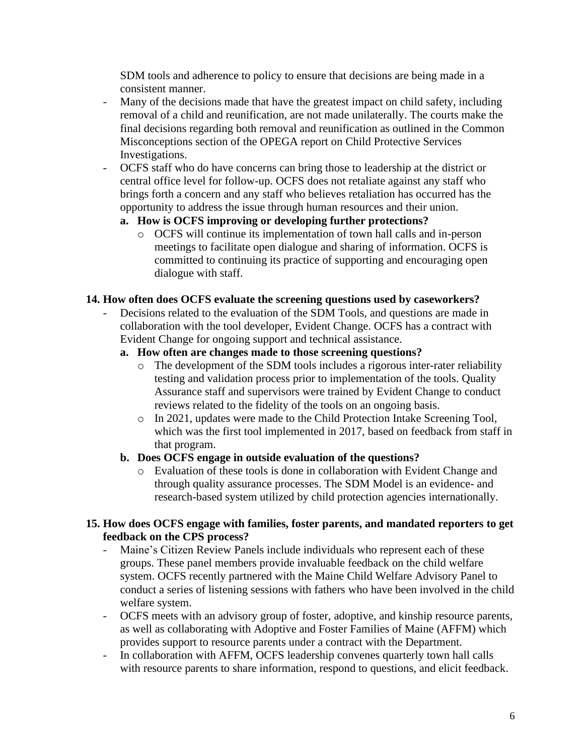SDM tools and adherence to policy to ensure that decisions are being made in a consistent manner.

- Many of the decisions made that have the greatest impact on child safety, including removal of a child and reunification, are not made unilaterally. The courts make the final decisions regarding both removal and reunification as outlined in the Common Misconceptions section of the OPEGA report on Child Protective Services Investigations.
- OCFS staff who do have concerns can bring those to leadership at the district or central office level for follow-up. OCFS does not retaliate against any staff who brings forth a concern and any staff who believes retaliation has occurred has the opportunity to address the issue through human resources and their union.
  - **a. How is OCFS improving or developing further protections?**
    - OCFS will continue its implementation of town hall calls and in-person meetings to facilitate open dialogue and sharing of information. OCFS is committed to continuing its practice of supporting and encouraging open dialogue with staff.

**14. How often does OCFS evaluate the screening questions used by caseworkers?**

- Decisions related to the evaluation of the SDM Tools, and questions are made in collaboration with the tool developer, Evident Change. OCFS has a contract with Evident Change for ongoing support and technical assistance.
  - **a. How often are changes made to those screening questions?**
    - The development of the SDM tools includes a rigorous inter-rater reliability testing and validation process prior to implementation of the tools. Quality Assurance staff and supervisors were trained by Evident Change to conduct reviews related to the fidelity of the tools on an ongoing basis.
    - In 2021, updates were made to the Child Protection Intake Screening Tool, which was the first tool implemented in 2017, based on feedback from staff in that program.
  - **b. Does OCFS engage in outside evaluation of the questions?**
    - Evaluation of these tools is done in collaboration with Evident Change and through quality assurance processes. The SDM Model is an evidence- and research-based system utilized by child protection agencies internationally.

**15. How does OCFS engage with families, foster parents, and mandated reporters to get feedback on the CPS process?**

- Maine's Citizen Review Panels include individuals who represent each of these groups. These panel members provide invaluable feedback on the child welfare system. OCFS recently partnered with the Maine Child Welfare Advisory Panel to conduct a series of listening sessions with fathers who have been involved in the child welfare system.
- OCFS meets with an advisory group of foster, adoptive, and kinship resource parents, as well as collaborating with Adoptive and Foster Families of Maine (AFFM) which provides support to resource parents under a contract with the Department.
- In collaboration with AFFM, OCFS leadership convenes quarterly town hall calls with resource parents to share information, respond to questions, and elicit feedback.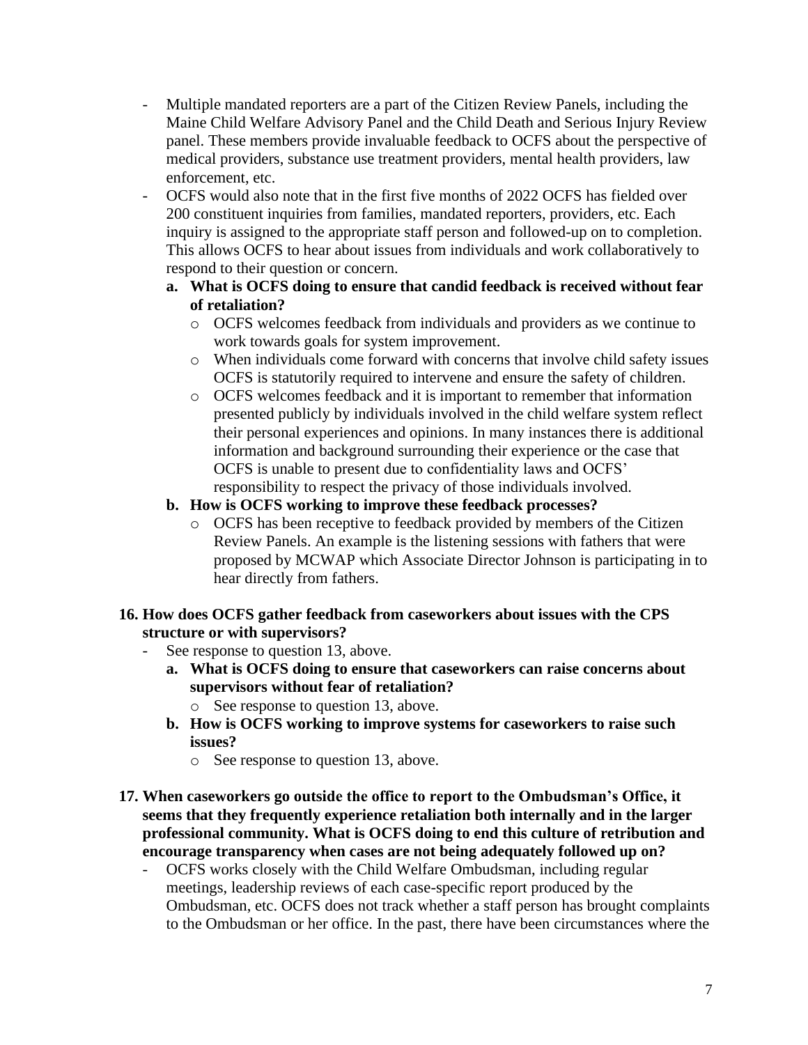- Multiple mandated reporters are a part of the Citizen Review Panels, including the Maine Child Welfare Advisory Panel and the Child Death and Serious Injury Review panel. These members provide invaluable feedback to OCFS about the perspective of medical providers, substance use treatment providers, mental health providers, law enforcement, etc.
- OCFS would also note that in the first five months of 2022 OCFS has fielded over 200 constituent inquiries from families, mandated reporters, providers, etc. Each inquiry is assigned to the appropriate staff person and followed-up on to completion. This allows OCFS to hear about issues from individuals and work collaboratively to respond to their question or concern.

   **a. What is OCFS doing to ensure that candid feedback is received without fear of retaliation?**

   - OCFS welcomes feedback from individuals and providers as we continue to work towards goals for system improvement.
   - When individuals come forward with concerns that involve child safety issues OCFS is statutorily required to intervene and ensure the safety of children.
   - OCFS welcomes feedback and it is important to remember that information presented publicly by individuals involved in the child welfare system reflect their personal experiences and opinions. In many instances there is additional information and background surrounding their experience or the case that OCFS is unable to present due to confidentiality laws and OCFS' responsibility to respect the privacy of those individuals involved.

   **b. How is OCFS working to improve these feedback processes?**

   - OCFS has been receptive to feedback provided by members of the Citizen Review Panels. An example is the listening sessions with fathers that were proposed by MCWAP which Associate Director Johnson is participating in to hear directly from fathers.

**16. How does OCFS gather feedback from caseworkers about issues with the CPS structure or with supervisors?**

- See response to question 13, above.

   **a. What is OCFS doing to ensure that caseworkers can raise concerns about supervisors without fear of retaliation?**

   - See response to question 13, above.

   **b. How is OCFS working to improve systems for caseworkers to raise such issues?**

   - See response to question 13, above.

**17. When caseworkers go outside the office to report to the Ombudsman's Office, it seems that they frequently experience retaliation both internally and in the larger professional community. What is OCFS doing to end this culture of retribution and encourage transparency when cases are not being adequately followed up on?**

- OCFS works closely with the Child Welfare Ombudsman, including regular meetings, leadership reviews of each case-specific report produced by the Ombudsman, etc. OCFS does not track whether a staff person has brought complaints to the Ombudsman or her office. In the past, there have been circumstances where the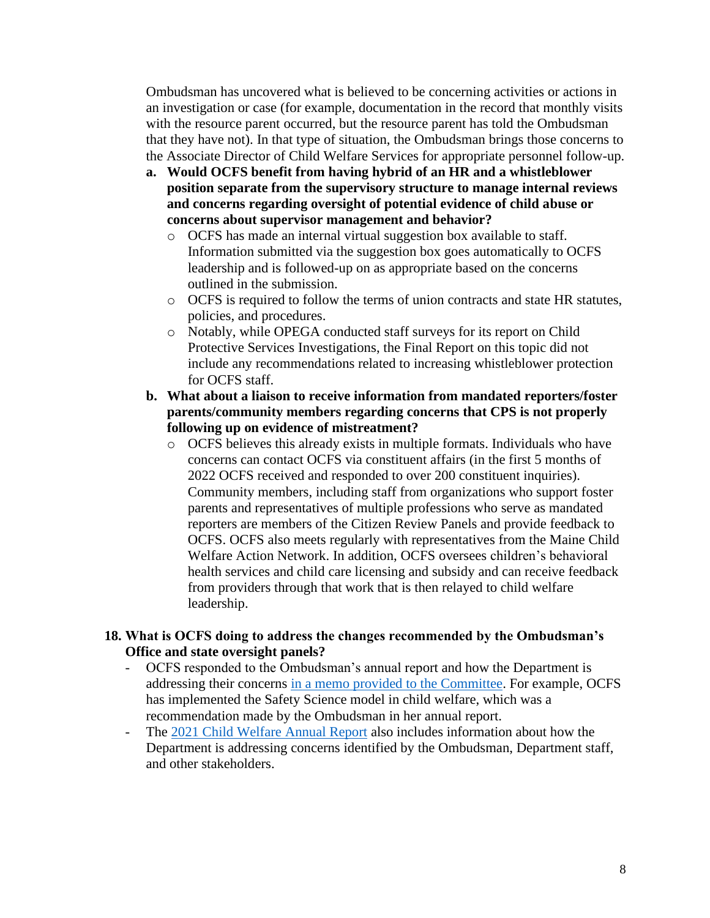Ombudsman has uncovered what is believed to be concerning activities or actions in an investigation or case (for example, documentation in the record that monthly visits with the resource parent occurred, but the resource parent has told the Ombudsman that they have not). In that type of situation, the Ombudsman brings those concerns to the Associate Director of Child Welfare Services for appropriate personnel follow-up.

a. **Would OCFS benefit from having hybrid of an HR and a whistleblower position separate from the supervisory structure to manage internal reviews and concerns regarding oversight of potential evidence of child abuse or concerns about supervisor management and behavior?**
   - OCFS has made an internal virtual suggestion box available to staff. Information submitted via the suggestion box goes automatically to OCFS leadership and is followed-up on as appropriate based on the concerns outlined in the submission.
   - OCFS is required to follow the terms of union contracts and state HR statutes, policies, and procedures.
   - Notably, while OPEGA conducted staff surveys for its report on Child Protective Services Investigations, the Final Report on this topic did not include any recommendations related to increasing whistleblower protection for OCFS staff.

b. **What about a liaison to receive information from mandated reporters/foster parents/community members regarding concerns that CPS is not properly following up on evidence of mistreatment?**
   - OCFS believes this already exists in multiple formats. Individuals who have concerns can contact OCFS via constituent affairs (in the first 5 months of 2022 OCFS received and responded to over 200 constituent inquiries). Community members, including staff from organizations who support foster parents and representatives of multiple professions who serve as mandated reporters are members of the Citizen Review Panels and provide feedback to OCFS. OCFS also meets regularly with representatives from the Maine Child Welfare Action Network. In addition, OCFS oversees children's behavioral health services and child care licensing and subsidy and can receive feedback from providers through that work that is then relayed to child welfare leadership.

**18. What is OCFS doing to address the changes recommended by the Ombudsman's Office and state oversight panels?**

- OCFS responded to the Ombudsman's annual report and how the Department is addressing their concerns in a memo provided to the Committee. For example, OCFS has implemented the Safety Science model in child welfare, which was a recommendation made by the Ombudsman in her annual report.
- The 2021 Child Welfare Annual Report also includes information about how the Department is addressing concerns identified by the Ombudsman, Department staff, and other stakeholders.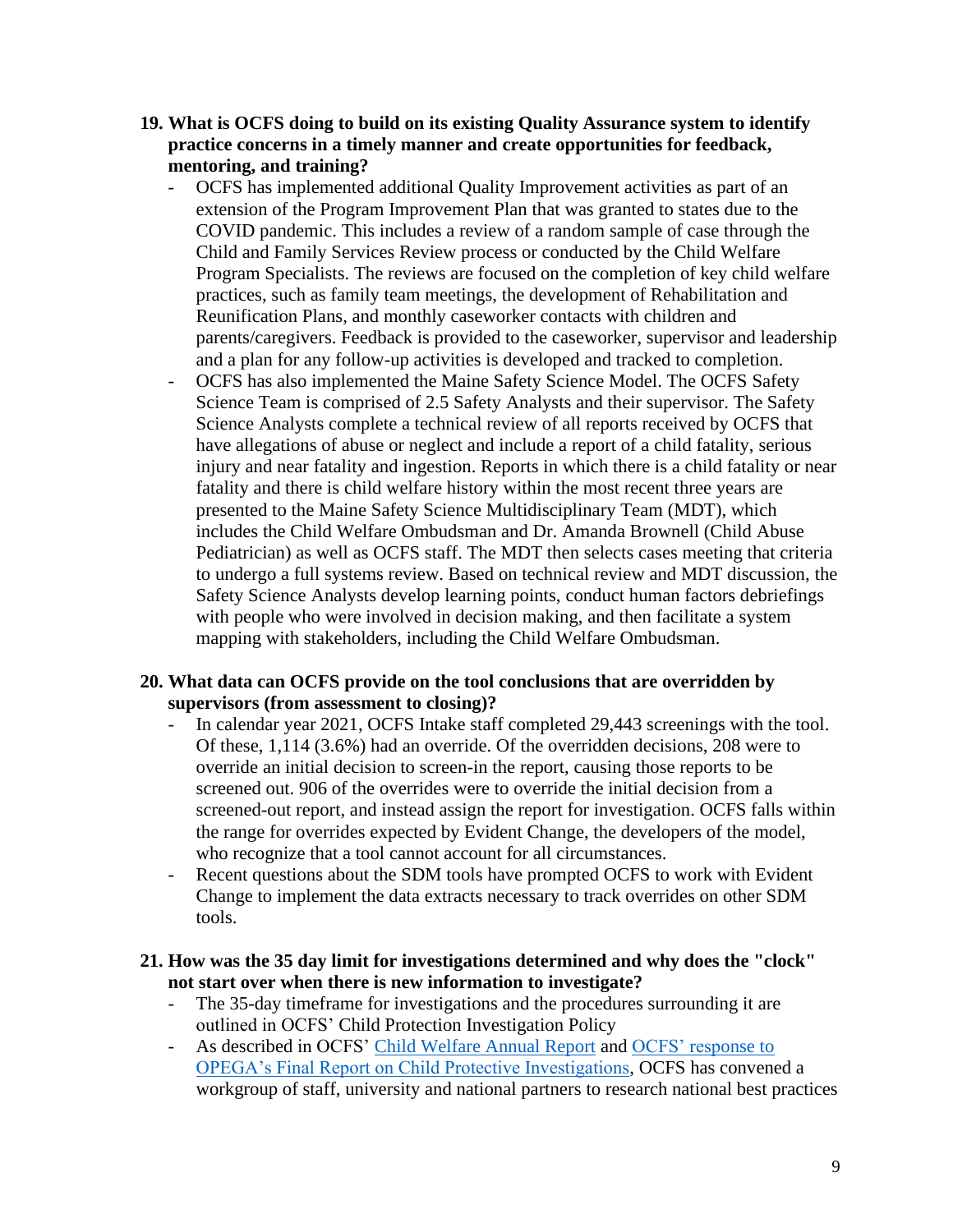19. **What is OCFS doing to build on its existing Quality Assurance system to identify practice concerns in a timely manner and create opportunities for feedback, mentoring, and training?**
    - OCFS has implemented additional Quality Improvement activities as part of an extension of the Program Improvement Plan that was granted to states due to the COVID pandemic. This includes a review of a random sample of case through the Child and Family Services Review process or conducted by the Child Welfare Program Specialists. The reviews are focused on the completion of key child welfare practices, such as family team meetings, the development of Rehabilitation and Reunification Plans, and monthly caseworker contacts with children and parents/caregivers. Feedback is provided to the caseworker, supervisor and leadership and a plan for any follow-up activities is developed and tracked to completion.
    - OCFS has also implemented the Maine Safety Science Model. The OCFS Safety Science Team is comprised of 2.5 Safety Analysts and their supervisor. The Safety Science Analysts complete a technical review of all reports received by OCFS that have allegations of abuse or neglect and include a report of a child fatality, serious injury and near fatality and ingestion. Reports in which there is a child fatality or near fatality and there is child welfare history within the most recent three years are presented to the Maine Safety Science Multidisciplinary Team (MDT), which includes the Child Welfare Ombudsman and Dr. Amanda Brownell (Child Abuse Pediatrician) as well as OCFS staff. The MDT then selects cases meeting that criteria to undergo a full systems review. Based on technical review and MDT discussion, the Safety Science Analysts develop learning points, conduct human factors debriefings with people who were involved in decision making, and then facilitate a system mapping with stakeholders, including the Child Welfare Ombudsman.

20. **What data can OCFS provide on the tool conclusions that are overridden by supervisors (from assessment to closing)?**
    - In calendar year 2021, OCFS Intake staff completed 29,443 screenings with the tool. Of these, 1,114 (3.6%) had an override. Of the overridden decisions, 208 were to override an initial decision to screen-in the report, causing those reports to be screened out. 906 of the overrides were to override the initial decision from a screened-out report, and instead assign the report for investigation. OCFS falls within the range for overrides expected by Evident Change, the developers of the model, who recognize that a tool cannot account for all circumstances.
    - Recent questions about the SDM tools have prompted OCFS to work with Evident Change to implement the data extracts necessary to track overrides on other SDM tools.

21. **How was the 35 day limit for investigations determined and why does the "clock" not start over when there is new information to investigate?**
    - The 35-day timeframe for investigations and the procedures surrounding it are outlined in OCFS' Child Protection Investigation Policy
    - As described in OCFS' Child Welfare Annual Report and OCFS' response to OPEGA's Final Report on Child Protective Investigations, OCFS has convened a workgroup of staff, university and national partners to research national best practices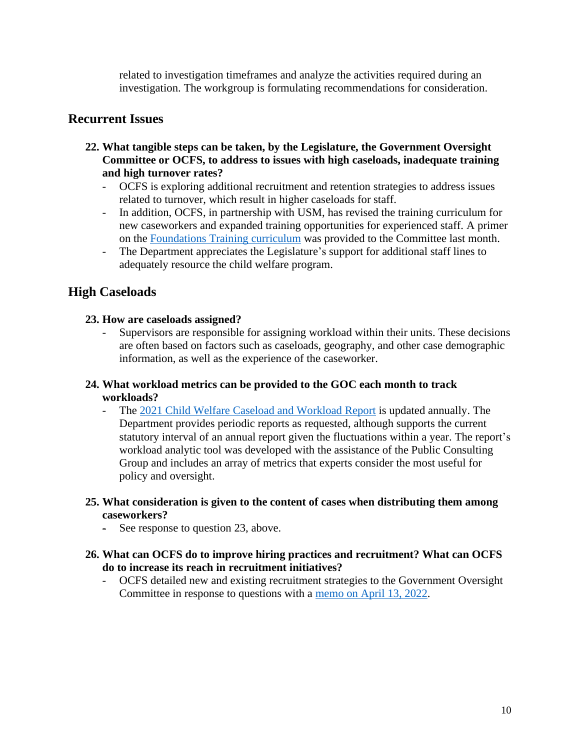related to investigation timeframes and analyze the activities required during an investigation. The workgroup is formulating recommendations for consideration.

## Recurrent Issues

**22. What tangible steps can be taken, by the Legislature, the Government Oversight Committee or OCFS, to address to issues with high caseloads, inadequate training and high turnover rates?**

- OCFS is exploring additional recruitment and retention strategies to address issues related to turnover, which result in higher caseloads for staff.
- In addition, OCFS, in partnership with USM, has revised the training curriculum for new caseworkers and expanded training opportunities for experienced staff. A primer on the Foundations Training curriculum was provided to the Committee last month.
- The Department appreciates the Legislature's support for additional staff lines to adequately resource the child welfare program.

## High Caseloads

**23. How are caseloads assigned?**

- Supervisors are responsible for assigning workload within their units. These decisions are often based on factors such as caseloads, geography, and other case demographic information, as well as the experience of the caseworker.

**24. What workload metrics can be provided to the GOC each month to track workloads?**

- The 2021 Child Welfare Caseload and Workload Report is updated annually. The Department provides periodic reports as requested, although supports the current statutory interval of an annual report given the fluctuations within a year. The report's workload analytic tool was developed with the assistance of the Public Consulting Group and includes an array of metrics that experts consider the most useful for policy and oversight.

**25. What consideration is given to the content of cases when distributing them among caseworkers?**

- See response to question 23, above.

**26. What can OCFS do to improve hiring practices and recruitment? What can OCFS do to increase its reach in recruitment initiatives?**

- OCFS detailed new and existing recruitment strategies to the Government Oversight Committee in response to questions with a memo on April 13, 2022.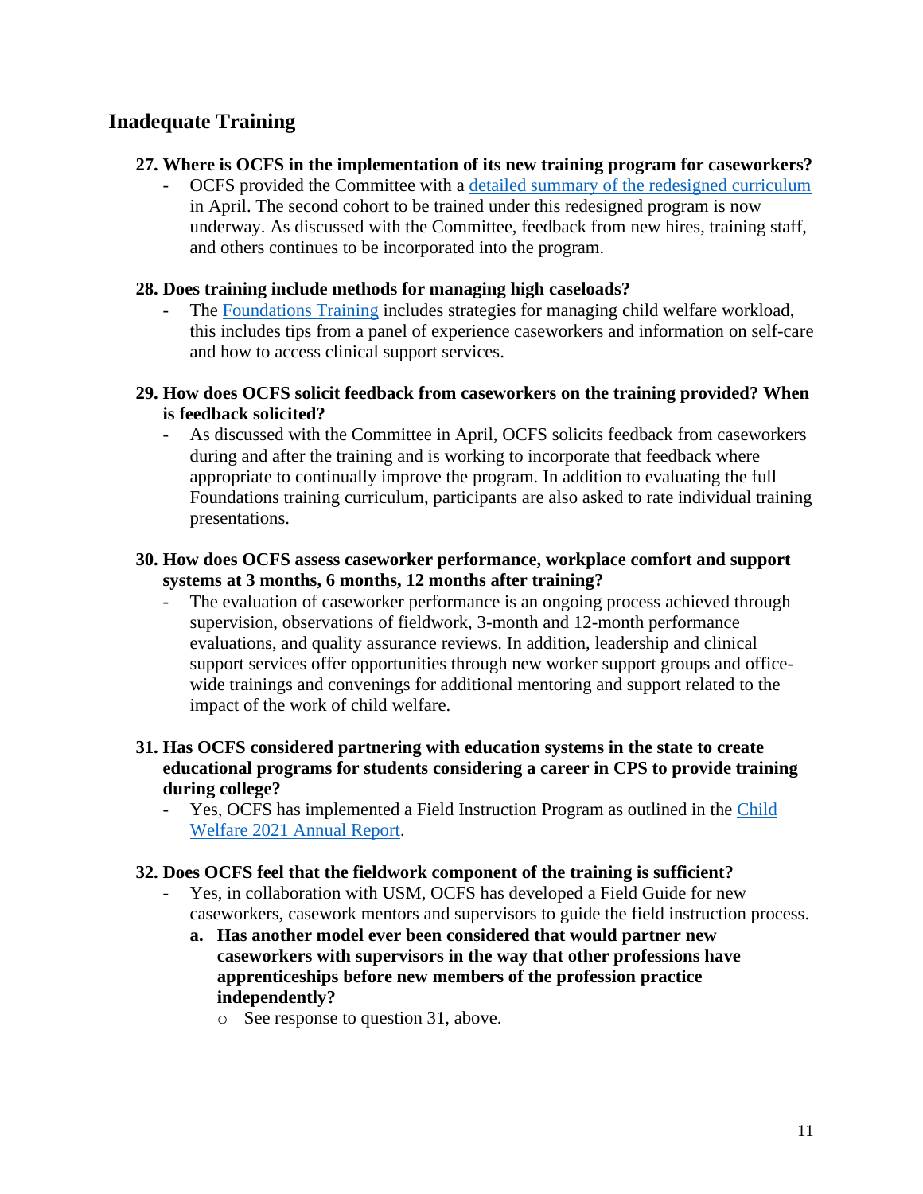## Inadequate Training

**27. Where is OCFS in the implementation of its new training program for caseworkers?**

- OCFS provided the Committee with a detailed summary of the redesigned curriculum in April. The second cohort to be trained under this redesigned program is now underway. As discussed with the Committee, feedback from new hires, training staff, and others continues to be incorporated into the program.

**28. Does training include methods for managing high caseloads?**

- The Foundations Training includes strategies for managing child welfare workload, this includes tips from a panel of experience caseworkers and information on self-care and how to access clinical support services.

**29. How does OCFS solicit feedback from caseworkers on the training provided? When is feedback solicited?**

- As discussed with the Committee in April, OCFS solicits feedback from caseworkers during and after the training and is working to incorporate that feedback where appropriate to continually improve the program. In addition to evaluating the full Foundations training curriculum, participants are also asked to rate individual training presentations.

**30. How does OCFS assess caseworker performance, workplace comfort and support systems at 3 months, 6 months, 12 months after training?**

- The evaluation of caseworker performance is an ongoing process achieved through supervision, observations of fieldwork, 3-month and 12-month performance evaluations, and quality assurance reviews. In addition, leadership and clinical support services offer opportunities through new worker support groups and office-wide trainings and convenings for additional mentoring and support related to the impact of the work of child welfare.

**31. Has OCFS considered partnering with education systems in the state to create educational programs for students considering a career in CPS to provide training during college?**

- Yes, OCFS has implemented a Field Instruction Program as outlined in the Child Welfare 2021 Annual Report.

**32. Does OCFS feel that the fieldwork component of the training is sufficient?**

- Yes, in collaboration with USM, OCFS has developed a Field Guide for new caseworkers, casework mentors and supervisors to guide the field instruction process.
  - **a. Has another model ever been considered that would partner new caseworkers with supervisors in the way that other professions have apprenticeships before new members of the profession practice independently?**
    - See response to question 31, above.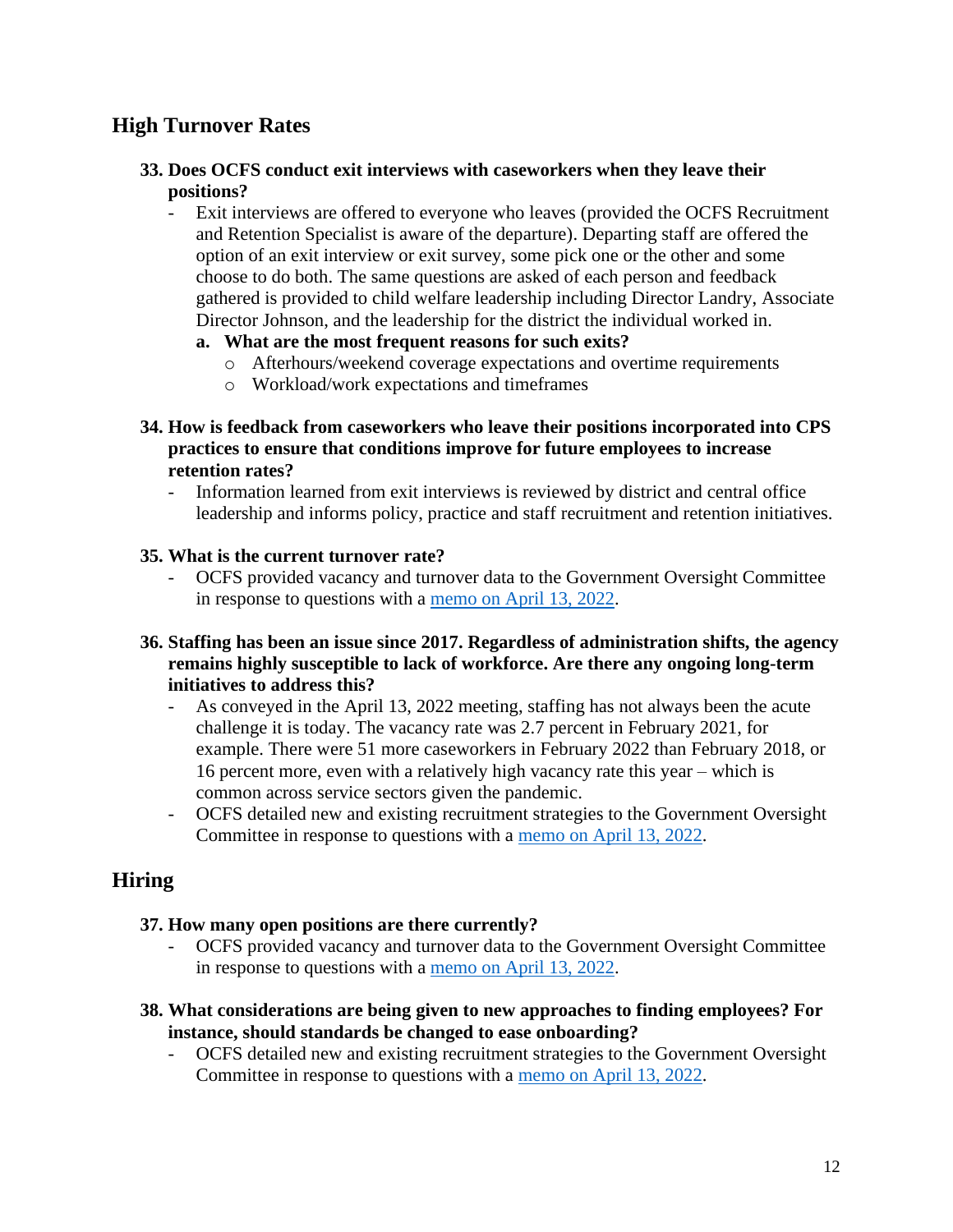## High Turnover Rates

**33. Does OCFS conduct exit interviews with caseworkers when they leave their positions?**

- Exit interviews are offered to everyone who leaves (provided the OCFS Recruitment and Retention Specialist is aware of the departure). Departing staff are offered the option of an exit interview or exit survey, some pick one or the other and some choose to do both. The same questions are asked of each person and feedback gathered is provided to child welfare leadership including Director Landry, Associate Director Johnson, and the leadership for the district the individual worked in.

  **a. What are the most frequent reasons for such exits?**
  - Afterhours/weekend coverage expectations and overtime requirements
  - Workload/work expectations and timeframes

**34. How is feedback from caseworkers who leave their positions incorporated into CPS practices to ensure that conditions improve for future employees to increase retention rates?**

- Information learned from exit interviews is reviewed by district and central office leadership and informs policy, practice and staff recruitment and retention initiatives.

**35. What is the current turnover rate?**

- OCFS provided vacancy and turnover data to the Government Oversight Committee in response to questions with a [memo on April 13, 2022](#).

**36. Staffing has been an issue since 2017. Regardless of administration shifts, the agency remains highly susceptible to lack of workforce. Are there any ongoing long-term initiatives to address this?**

- As conveyed in the April 13, 2022 meeting, staffing has not always been the acute challenge it is today. The vacancy rate was 2.7 percent in February 2021, for example. There were 51 more caseworkers in February 2022 than February 2018, or 16 percent more, even with a relatively high vacancy rate this year – which is common across service sectors given the pandemic.
- OCFS detailed new and existing recruitment strategies to the Government Oversight Committee in response to questions with a [memo on April 13, 2022](#).

## Hiring

**37. How many open positions are there currently?**

- OCFS provided vacancy and turnover data to the Government Oversight Committee in response to questions with a [memo on April 13, 2022](#).

**38. What considerations are being given to new approaches to finding employees? For instance, should standards be changed to ease onboarding?**

- OCFS detailed new and existing recruitment strategies to the Government Oversight Committee in response to questions with a [memo on April 13, 2022](#).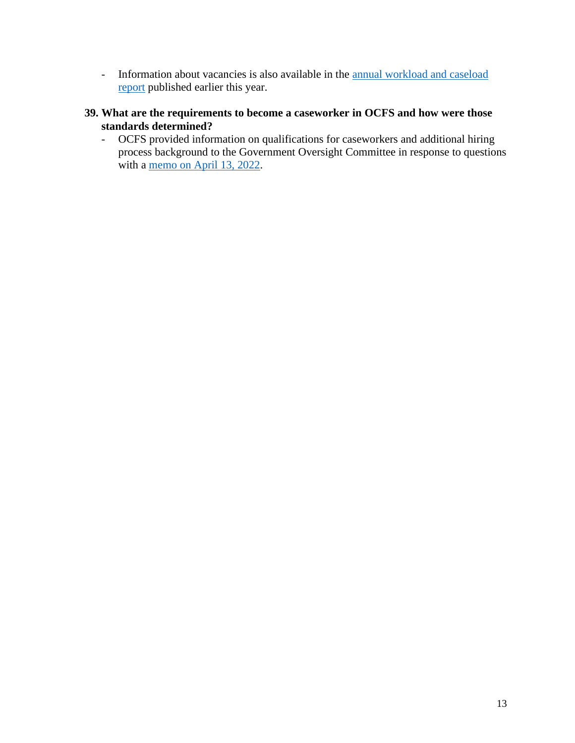- Information about vacancies is also available in the [annual workload and caseload report]() published earlier this year.

**39. What are the requirements to become a caseworker in OCFS and how were those standards determined?**

- OCFS provided information on qualifications for caseworkers and additional hiring process background to the Government Oversight Committee in response to questions with a [memo on April 13, 2022]().